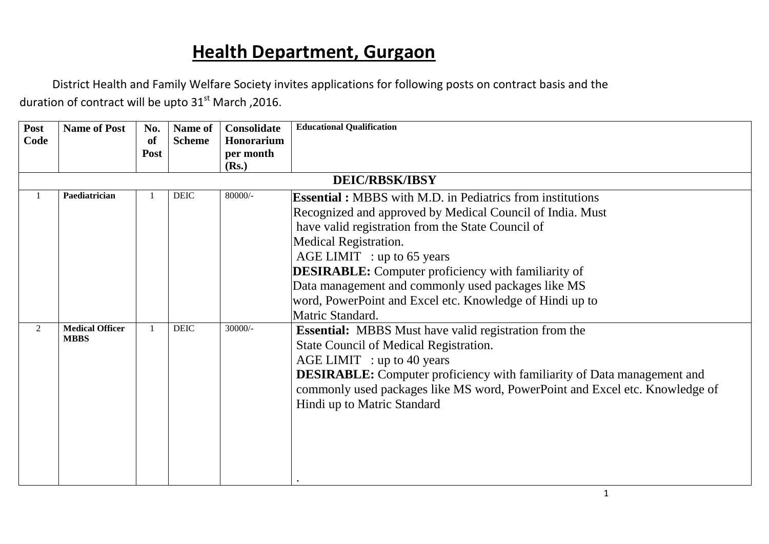# Health Department, Gurgaon

District Health and Family Welfare Society invites applications for following posts on contract basis and the duration of contract will be upto 31st March ,2016.

| Post Code | Name of Post | No. of Post | Name of Scheme | Consolidate Honorarium per month (Rs.) | Educational Qualification |
|---|---|---|---|---|---|
| **DEIC/RBSK/IBSY** | | | | | |
| 1 | **Paediatrician** | 1 | DEIC | 80000/- | **Essential :** MBBS with M.D. in Pediatrics from institutions Recognized and approved by Medical Council of India. Must have valid registration from the State Council of Medical Registration.<br>AGE LIMIT : up to 65 years<br>**DESIRABLE:** Computer proficiency with familiarity of Data management and commonly used packages like MS word, PowerPoint and Excel etc. Knowledge of Hindi up to Matric Standard. |
| 2 | **Medical Officer MBBS** | 1 | DEIC | 30000/- | **Essential:** MBBS Must have valid registration from the State Council of Medical Registration.<br>AGE LIMIT : up to 40 years<br>**DESIRABLE:** Computer proficiency with familiarity of Data management and commonly used packages like MS word, PowerPoint and Excel etc. Knowledge of Hindi up to Matric Standard<br>. |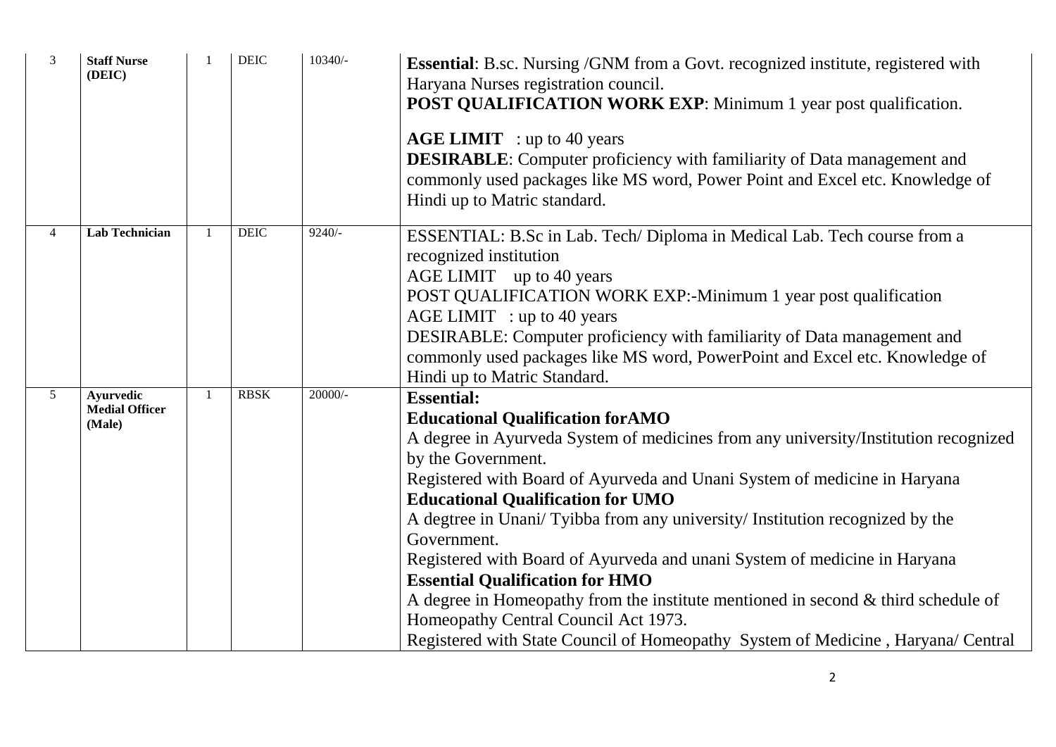| 3 | **Staff Nurse (DEIC)** | 1 | DEIC | 10340/- | **Essential**: B.sc. Nursing /GNM from a Govt. recognized institute, registered with Haryana Nurses registration council.<br>**POST QUALIFICATION WORK EXP**: Minimum 1 year post qualification.<br><br>**AGE LIMIT** : up to 40 years<br>**DESIRABLE**: Computer proficiency with familiarity of Data management and commonly used packages like MS word, Power Point and Excel etc. Knowledge of Hindi up to Matric standard. |
|---|---|---|---|---|---|
| 4 | **Lab Technician** | 1 | DEIC | 9240/- | ESSENTIAL: B.Sc in Lab. Tech/ Diploma in Medical Lab. Tech course from a recognized institution<br>AGE LIMIT up to 40 years<br>POST QUALIFICATION WORK EXP:-Minimum 1 year post qualification<br>AGE LIMIT : up to 40 years<br>DESIRABLE: Computer proficiency with familiarity of Data management and commonly used packages like MS word, PowerPoint and Excel etc. Knowledge of Hindi up to Matric Standard. |
| 5 | **Ayurvedic Medial Officer (Male)** | 1 | RBSK | 20000/- | **Essential:**<br>**Educational Qualification forAMO**<br>A degree in Ayurveda System of medicines from any university/Institution recognized by the Government.<br>Registered with Board of Ayurveda and Unani System of medicine in Haryana<br>**Educational Qualification for UMO**<br>A degtree in Unani/ Tyibba from any university/ Institution recognized by the Government.<br>Registered with Board of Ayurveda and unani System of medicine in Haryana<br>**Essential Qualification for HMO**<br>A degree in Homeopathy from the institute mentioned in second & third schedule of Homeopathy Central Council Act 1973.<br>Registered with State Council of Homeopathy System of Medicine , Haryana/ Central |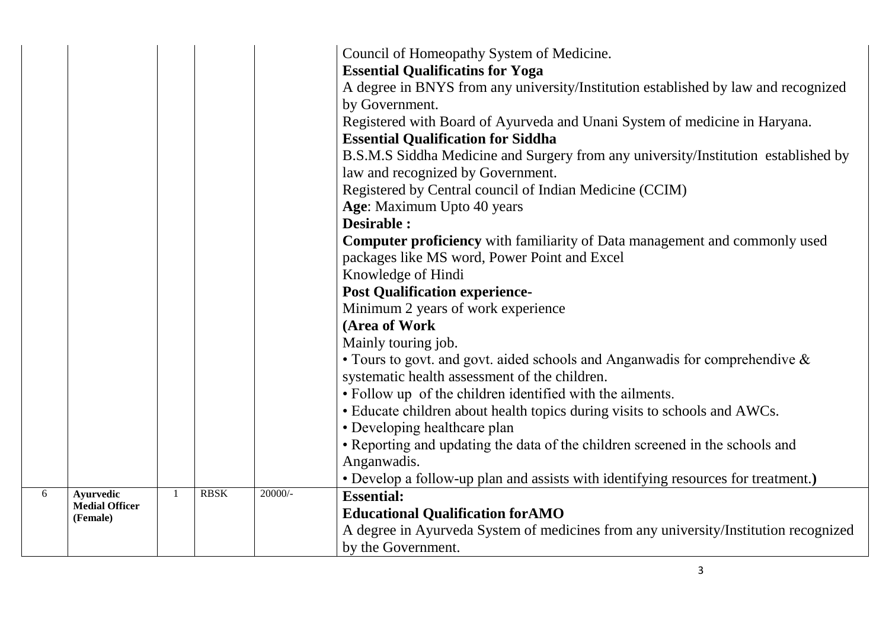| | | | | | |
|---|---|---|---|---|---|
| | | | | | Council of Homeopathy System of Medicine.<br>**Essential Qualificatins for Yoga**<br>A degree in BNYS from any university/Institution established by law and recognized by Government.<br>Registered with Board of Ayurveda and Unani System of medicine in Haryana.<br>**Essential Qualification for Siddha**<br>B.S.M.S Siddha Medicine and Surgery from any university/Institution established by law and recognized by Government.<br>Registered by Central council of Indian Medicine (CCIM)<br>**Age**: Maximum Upto 40 years<br>**Desirable :**<br>**Computer proficiency** with familiarity of Data management and commonly used packages like MS word, Power Point and Excel<br>Knowledge of Hindi<br>**Post Qualification experience-**<br>Minimum 2 years of work experience<br>**(Area of Work**<br>Mainly touring job.<br>• Tours to govt. and govt. aided schools and Anganwadis for comprehendive & systematic health assessment of the children.<br>• Follow up of the children identified with the ailments.<br>• Educate children about health topics during visits to schools and AWCs.<br>• Developing healthcare plan<br>• Reporting and updating the data of the children screened in the schools and Anganwadis.<br>• Develop a follow-up plan and assists with identifying resources for treatment.**)** |
| 6 | **Ayurvedic Medial Officer (Female)** | 1 | RBSK | 20000/- | **Essential:**<br>**Educational Qualification forAMO**<br>A degree in Ayurveda System of medicines from any university/Institution recognized by the Government. |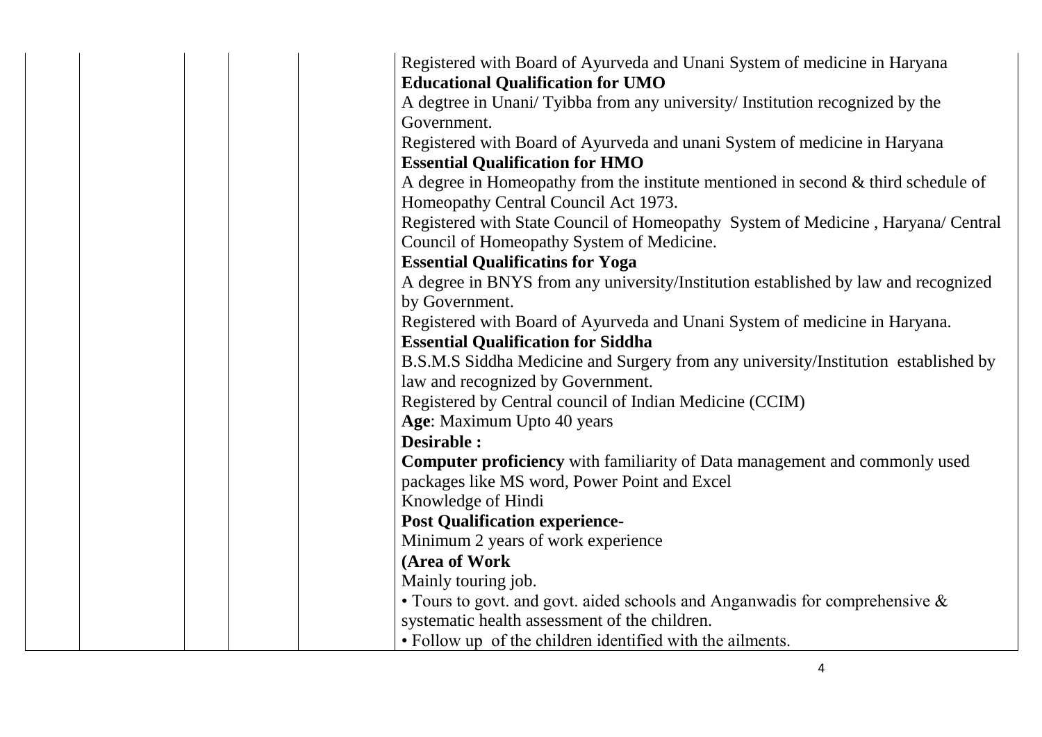| | | | | | |
|---|---|---|---|---|---|
| | | | | | Registered with Board of Ayurveda and Unani System of medicine in Haryana<br>**Educational Qualification for UMO**<br>A degtree in Unani/ Tyibba from any university/ Institution recognized by the Government.<br>Registered with Board of Ayurveda and unani System of medicine in Haryana<br>**Essential Qualification for HMO**<br>A degree in Homeopathy from the institute mentioned in second & third schedule of Homeopathy Central Council Act 1973.<br>Registered with State Council of Homeopathy System of Medicine , Haryana/ Central Council of Homeopathy System of Medicine.<br>**Essential Qualificatins for Yoga**<br>A degree in BNYS from any university/Institution established by law and recognized by Government.<br>Registered with Board of Ayurveda and Unani System of medicine in Haryana.<br>**Essential Qualification for Siddha**<br>B.S.M.S Siddha Medicine and Surgery from any university/Institution established by law and recognized by Government.<br>Registered by Central council of Indian Medicine (CCIM)<br>**Age**: Maximum Upto 40 years<br>**Desirable :**<br>**Computer proficiency** with familiarity of Data management and commonly used packages like MS word, Power Point and Excel<br>Knowledge of Hindi<br>**Post Qualification experience**-<br>Minimum 2 years of work experience<br>**(Area of Work**<br>Mainly touring job.<br>• Tours to govt. and govt. aided schools and Anganwadis for comprehensive & systematic health assessment of the children.<br>• Follow up of the children identified with the ailments. |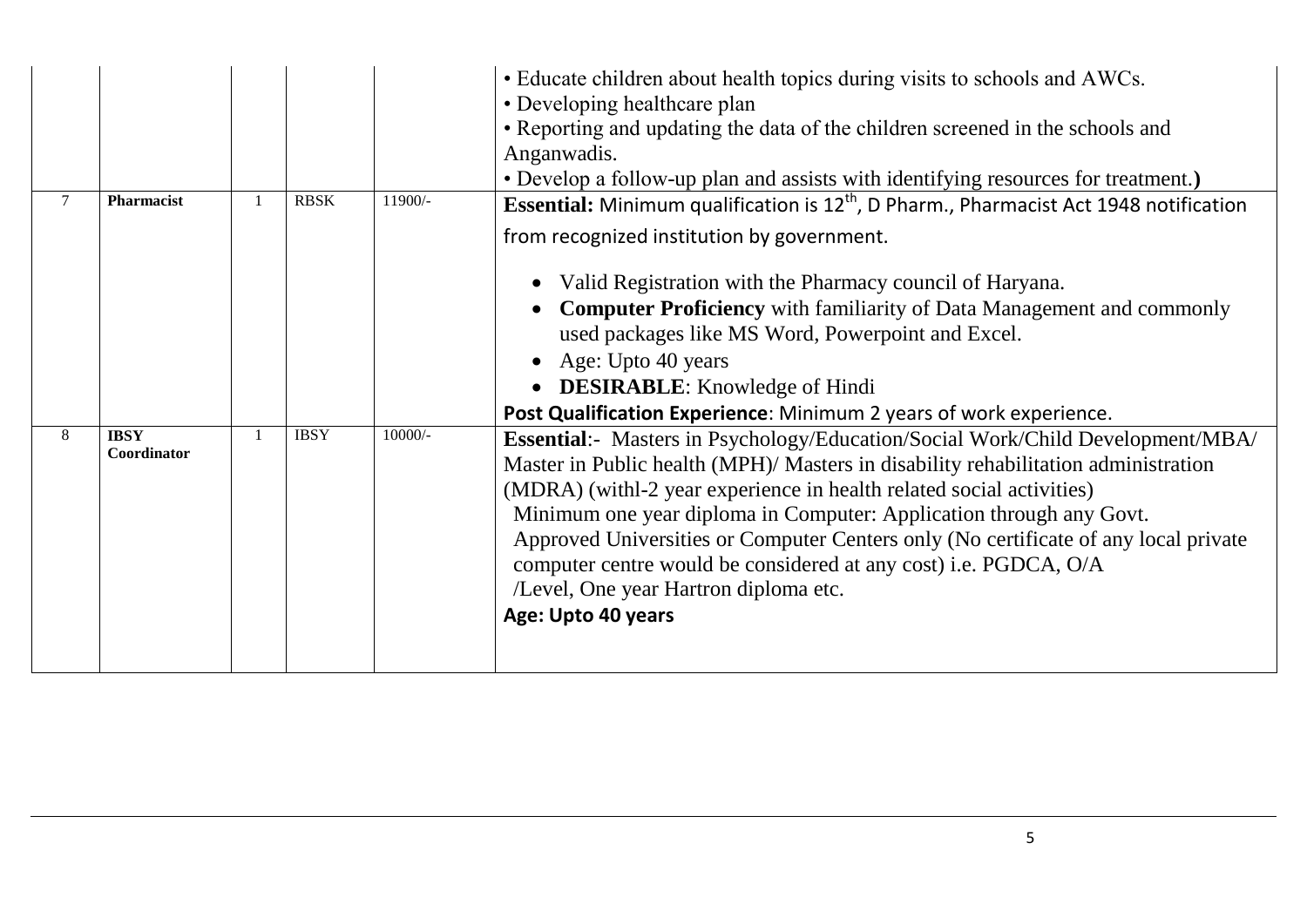|  |  |  |  |  |  |
|---|---|---|---|---|---|
|  |  |  |  |  | • Educate children about health topics during visits to schools and AWCs.<br>• Developing healthcare plan<br>• Reporting and updating the data of the children screened in the schools and Anganwadis.<br>• Develop a follow-up plan and assists with identifying resources for treatment.**)** |
| 7 | **Pharmacist** | 1 | RBSK | 11900/- | **Essential:** Minimum qualification is 12[th], D Pharm., Pharmacist Act 1948 notification from recognized institution by government.<br>• Valid Registration with the Pharmacy council of Haryana.<br>• **Computer Proficiency** with familiarity of Data Management and commonly used packages like MS Word, Powerpoint and Excel.<br>• Age: Upto 40 years<br>• **DESIRABLE**: Knowledge of Hindi<br>**Post Qualification Experience**: Minimum 2 years of work experience. |
| 8 | **IBSY Coordinator** | 1 | IBSY | 10000/- | **Essential**:- Masters in Psychology/Education/Social Work/Child Development/MBA/ Master in Public health (MPH)/ Masters in disability rehabilitation administration (MDRA) (withl-2 year experience in health related social activities)<br>Minimum one year diploma in Computer: Application through any Govt. Approved Universities or Computer Centers only (No certificate of any local private computer centre would be considered at any cost) i.e. PGDCA, O/A /Level, One year Hartron diploma etc.<br>**Age: Upto 40 years** |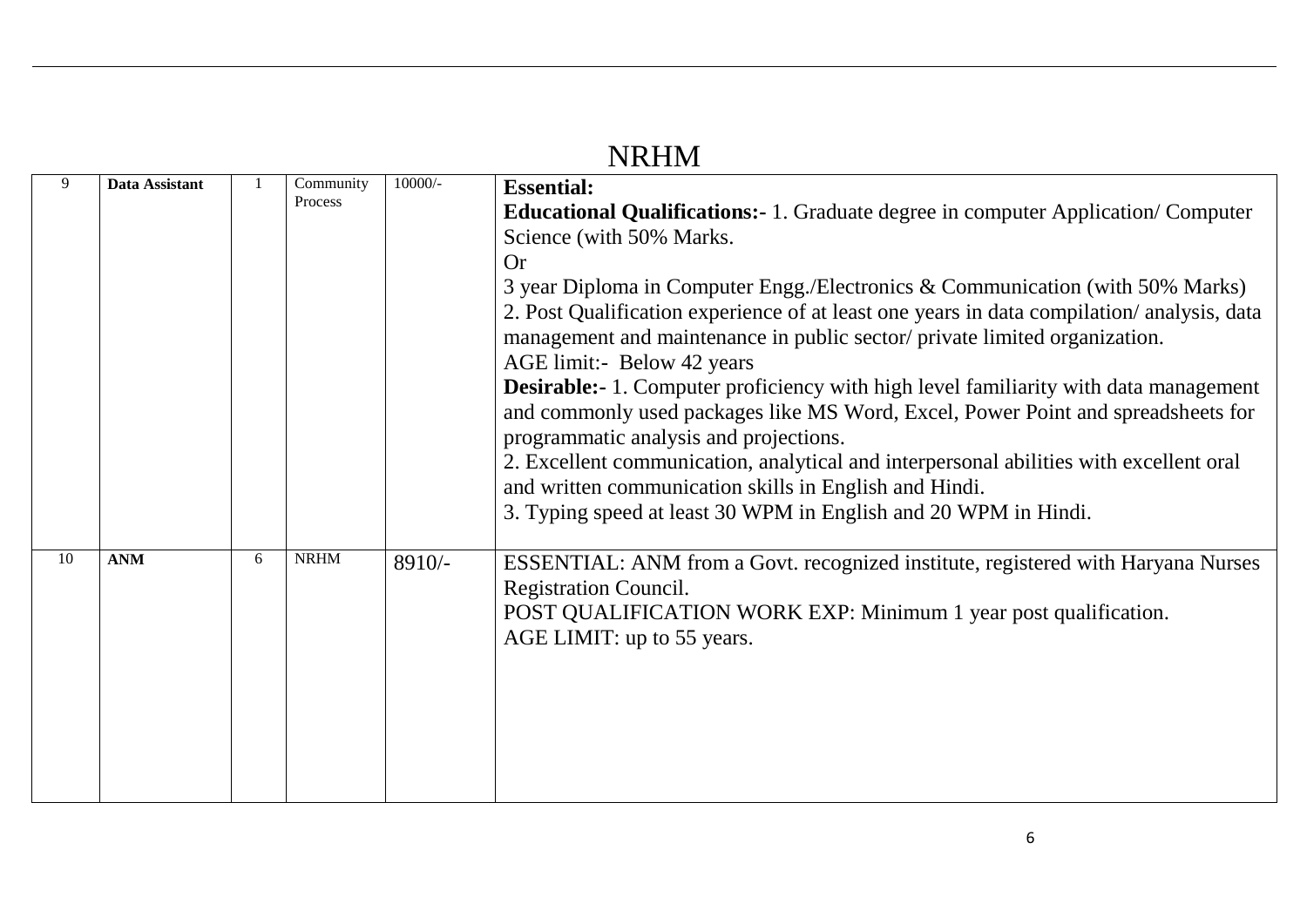## NRHM

| | | | | | |
|---|---|---|---|---|---|
| 9 | **Data Assistant** | 1 | Community Process | 10000/- | **Essential:**<br>**Educational Qualifications:-** 1. Graduate degree in computer Application/ Computer Science (with 50% Marks.<br>Or<br>3 year Diploma in Computer Engg./Electronics & Communication (with 50% Marks)<br>2. Post Qualification experience of at least one years in data compilation/ analysis, data management and maintenance in public sector/ private limited organization.<br>AGE limit:- Below 42 years<br>**Desirable:-** 1. Computer proficiency with high level familiarity with data management and commonly used packages like MS Word, Excel, Power Point and spreadsheets for programmatic analysis and projections.<br>2. Excellent communication, analytical and interpersonal abilities with excellent oral and written communication skills in English and Hindi.<br>3. Typing speed at least 30 WPM in English and 20 WPM in Hindi. |
| 10 | **ANM** | 6 | NRHM | 8910/- | ESSENTIAL: ANM from a Govt. recognized institute, registered with Haryana Nurses Registration Council.<br>POST QUALIFICATION WORK EXP: Minimum 1 year post qualification.<br>AGE LIMIT: up to 55 years. |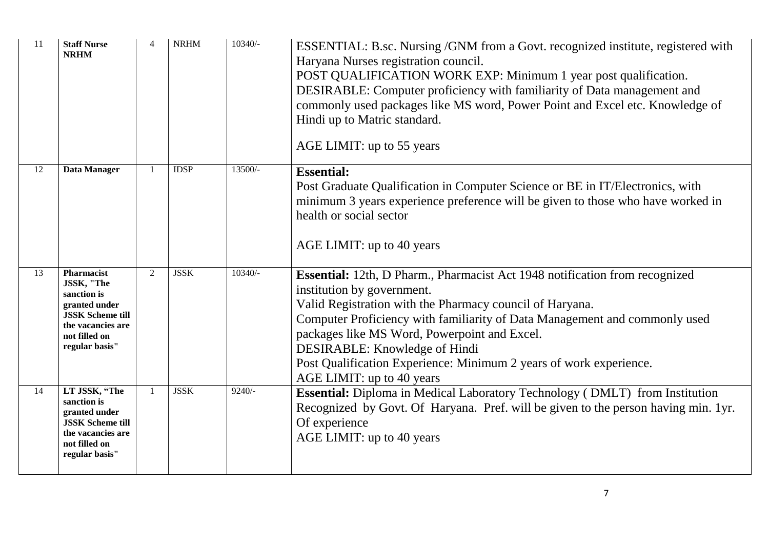| 11 | **Staff Nurse NRHM** | 4 | NRHM | 10340/- | ESSENTIAL: B.sc. Nursing /GNM from a Govt. recognized institute, registered with Haryana Nurses registration council.<br>POST QUALIFICATION WORK EXP: Minimum 1 year post qualification.<br>DESIRABLE: Computer proficiency with familiarity of Data management and commonly used packages like MS word, Power Point and Excel etc. Knowledge of Hindi up to Matric standard.<br><br>AGE LIMIT: up to 55 years |
|---|---|---|---|---|---|
| 12 | **Data Manager** | 1 | IDSP | 13500/- | **Essential:**<br>Post Graduate Qualification in Computer Science or BE in IT/Electronics, with minimum 3 years experience preference will be given to those who have worked in health or social sector<br><br>AGE LIMIT: up to 40 years |
| 13 | **Pharmacist JSSK, "The sanction is granted under JSSK Scheme till the vacancies are not filled on regular basis"** | 2 | JSSK | 10340/- | **Essential:** 12th, D Pharm., Pharmacist Act 1948 notification from recognized institution by government.<br>Valid Registration with the Pharmacy council of Haryana.<br>Computer Proficiency with familiarity of Data Management and commonly used packages like MS Word, Powerpoint and Excel.<br>DESIRABLE: Knowledge of Hindi<br>Post Qualification Experience: Minimum 2 years of work experience.<br>AGE LIMIT: up to 40 years |
| 14 | **LT JSSK, "The sanction is granted under JSSK Scheme till the vacancies are not filled on regular basis"** | 1 | JSSK | 9240/- | **Essential:** Diploma in Medical Laboratory Technology ( DMLT) from Institution Recognized by Govt. Of Haryana. Pref. will be given to the person having min. 1yr. Of experience<br>AGE LIMIT: up to 40 years |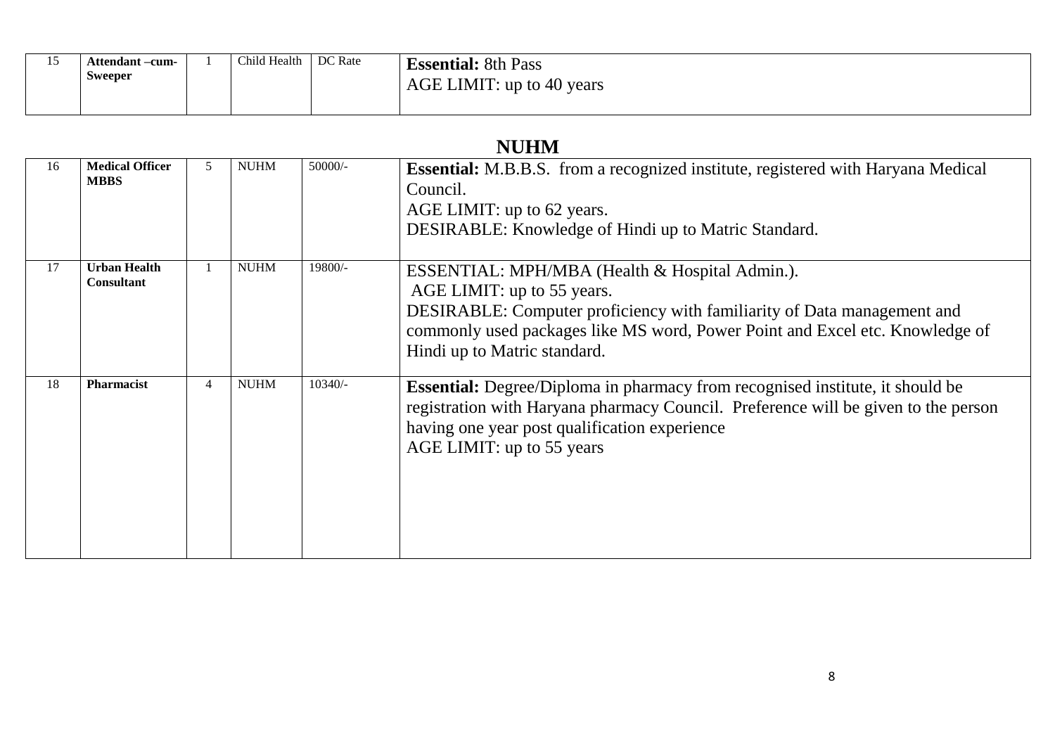| 15 | **Attendant –cum-Sweeper** | 1 | Child Health | DC Rate | **Essential:** 8th Pass<br>AGE LIMIT: up to 40 years |
|---|---|---|---|---|---|

## NUHM

| 16 | **Medical Officer MBBS** | 5 | NUHM | 50000/- | **Essential:** M.B.B.S. from a recognized institute, registered with Haryana Medical Council.<br>AGE LIMIT: up to 62 years.<br>DESIRABLE: Knowledge of Hindi up to Matric Standard. |
|---|---|---|---|---|---|
| 17 | **Urban Health Consultant** | 1 | NUHM | 19800/- | ESSENTIAL: MPH/MBA (Health & Hospital Admin.).<br>AGE LIMIT: up to 55 years.<br>DESIRABLE: Computer proficiency with familiarity of Data management and commonly used packages like MS word, Power Point and Excel etc. Knowledge of Hindi up to Matric standard. |
| 18 | **Pharmacist** | 4 | NUHM | 10340/- | **Essential:** Degree/Diploma in pharmacy from recognised institute, it should be registration with Haryana pharmacy Council. Preference will be given to the person having one year post qualification experience<br>AGE LIMIT: up to 55 years |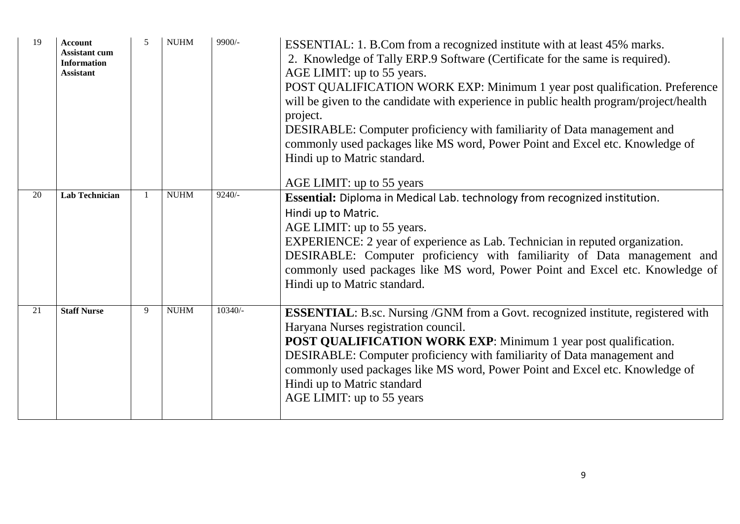| 19 | **Account Assistant cum Information Assistant** | 5 | NUHM | 9900/- | ESSENTIAL: 1. B.Com from a recognized institute with at least 45% marks.<br>2. Knowledge of Tally ERP.9 Software (Certificate for the same is required).<br>AGE LIMIT: up to 55 years.<br>POST QUALIFICATION WORK EXP: Minimum 1 year post qualification. Preference will be given to the candidate with experience in public health program/project/health project.<br>DESIRABLE: Computer proficiency with familiarity of Data management and commonly used packages like MS word, Power Point and Excel etc. Knowledge of Hindi up to Matric standard.<br><br>AGE LIMIT: up to 55 years |
|---|---|---|---|---|---|
| 20 | **Lab Technician** | 1 | NUHM | 9240/- | **Essential:** Diploma in Medical Lab. technology from recognized institution.<br>Hindi up to Matric.<br>AGE LIMIT: up to 55 years.<br>EXPERIENCE: 2 year of experience as Lab. Technician in reputed organization.<br>DESIRABLE: Computer proficiency with familiarity of Data management and commonly used packages like MS word, Power Point and Excel etc. Knowledge of Hindi up to Matric standard. |
| 21 | **Staff Nurse** | 9 | NUHM | 10340/- | **ESSENTIAL**: B.sc. Nursing /GNM from a Govt. recognized institute, registered with Haryana Nurses registration council.<br>**POST QUALIFICATION WORK EXP**: Minimum 1 year post qualification.<br>DESIRABLE: Computer proficiency with familiarity of Data management and commonly used packages like MS word, Power Point and Excel etc. Knowledge of Hindi up to Matric standard<br>AGE LIMIT: up to 55 years |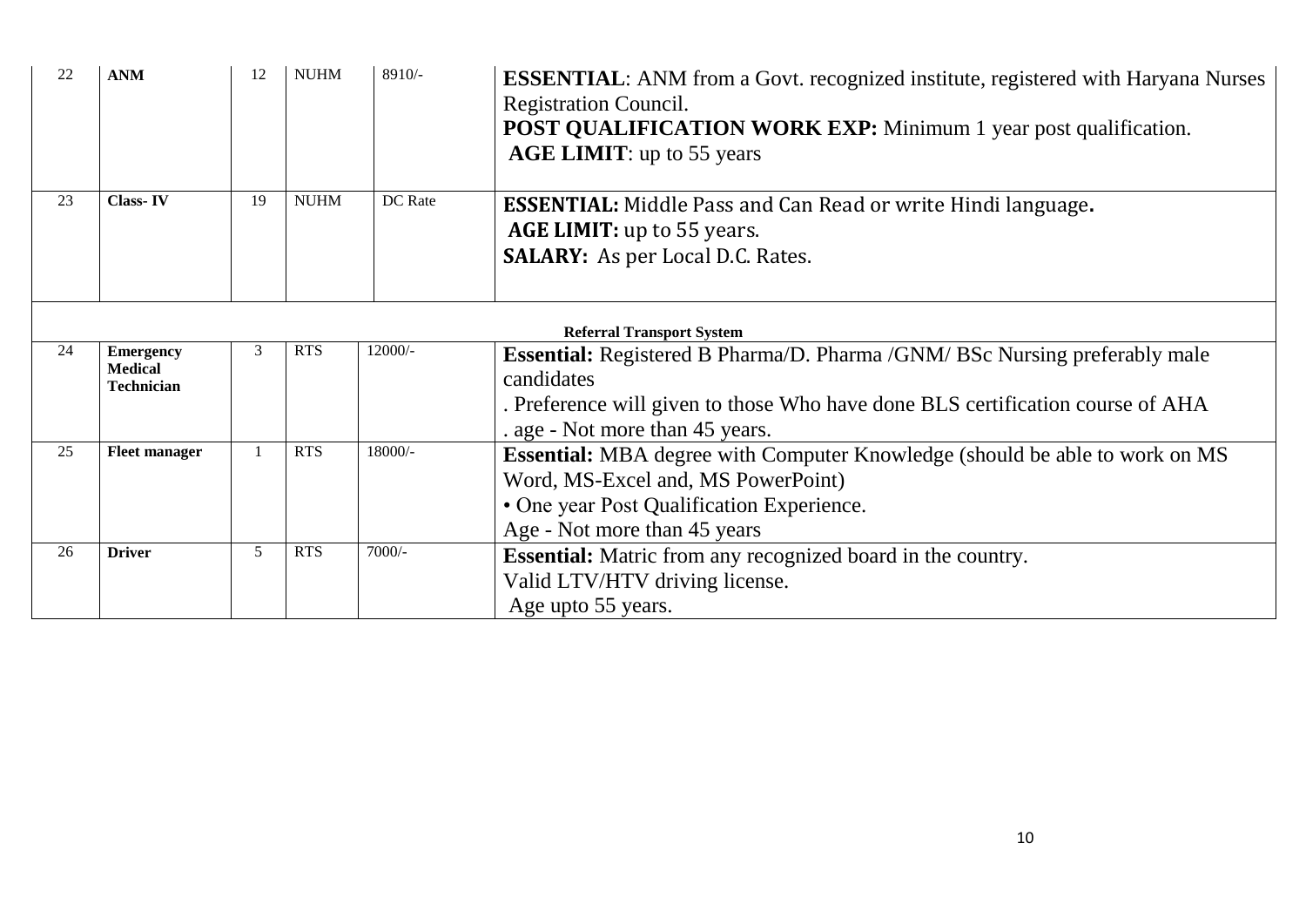| 22 | **ANM** | 12 | NUHM | 8910/- | **ESSENTIAL**: ANM from a Govt. recognized institute, registered with Haryana Nurses Registration Council.<br>**POST QUALIFICATION WORK EXP:** Minimum 1 year post qualification.<br>**AGE LIMIT**: up to 55 years |
|---|---|---|---|---|---|
| 23 | **Class- IV** | 19 | NUHM | DC Rate | **ESSENTIAL:** Middle Pass and Can Read or write Hindi language.<br>**AGE LIMIT:** up to 55 years.<br>**SALARY:** As per Local D.C. Rates. |
| **Referral Transport System** | | | | | |
| 24 | **Emergency Medical Technician** | 3 | RTS | 12000/- | **Essential:** Registered B Pharma/D. Pharma /GNM/ BSc Nursing preferably male candidates<br>. Preference will given to those Who have done BLS certification course of AHA<br>. age - Not more than 45 years. |
| 25 | **Fleet manager** | 1 | RTS | 18000/- | **Essential:** MBA degree with Computer Knowledge (should be able to work on MS Word, MS-Excel and, MS PowerPoint)<br>• One year Post Qualification Experience.<br>Age - Not more than 45 years |
| 26 | **Driver** | 5 | RTS | 7000/- | **Essential:** Matric from any recognized board in the country.<br>Valid LTV/HTV driving license.<br>Age upto 55 years. |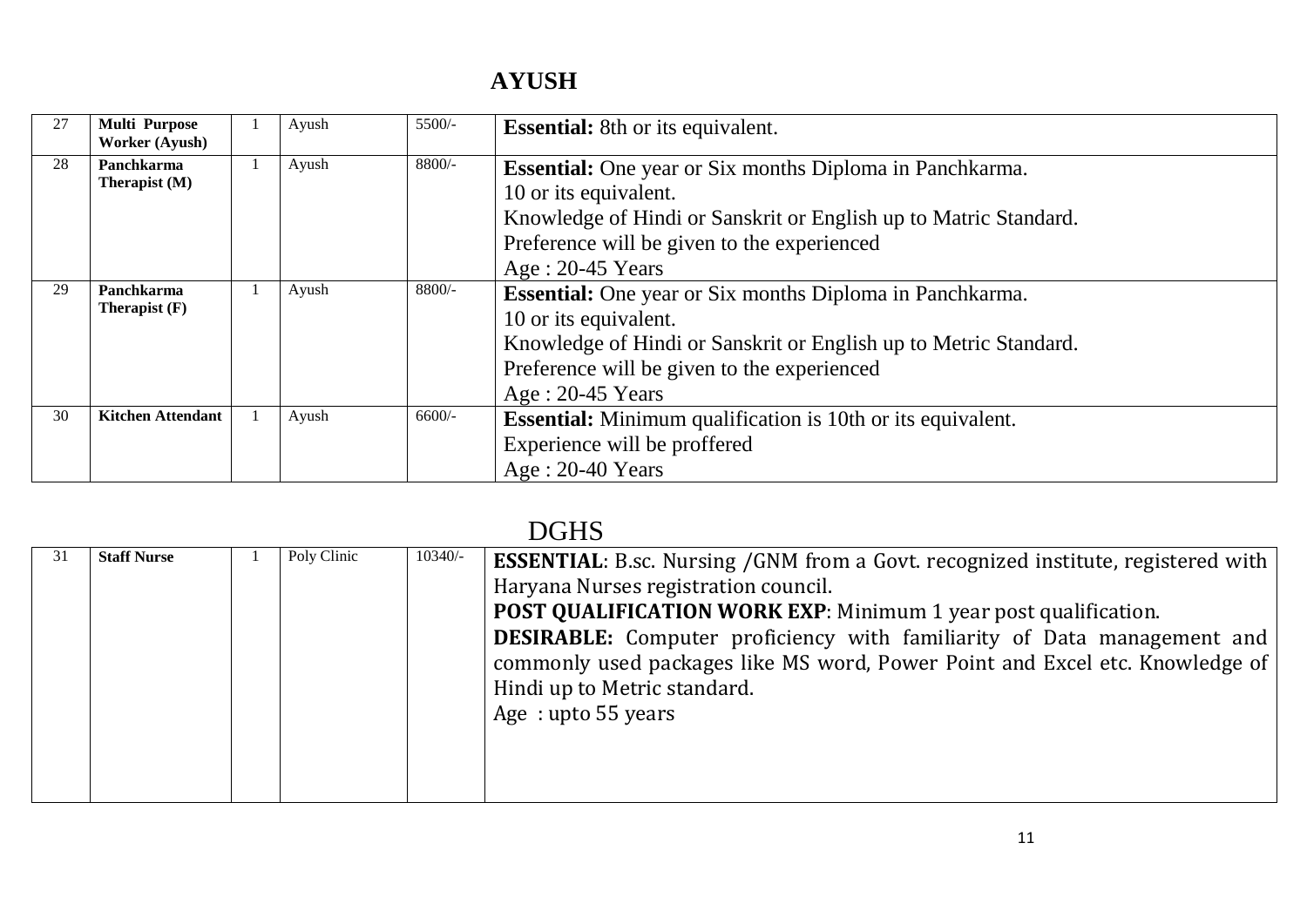## AYUSH

| | | | | | |
|---|---|---|---|---|---|
| 27 | **Multi Purpose Worker (Ayush)** | 1 | Ayush | 5500/- | **Essential:** 8th or its equivalent. |
| 28 | **Panchkarma Therapist (M)** | 1 | Ayush | 8800/- | **Essential:** One year or Six months Diploma in Panchkarma.<br>10 or its equivalent.<br>Knowledge of Hindi or Sanskrit or English up to Matric Standard.<br>Preference will be given to the experienced<br>Age : 20-45 Years |
| 29 | **Panchkarma Therapist (F)** | 1 | Ayush | 8800/- | **Essential:** One year or Six months Diploma in Panchkarma.<br>10 or its equivalent.<br>Knowledge of Hindi or Sanskrit or English up to Metric Standard.<br>Preference will be given to the experienced<br>Age : 20-45 Years |
| 30 | **Kitchen Attendant** | 1 | Ayush | 6600/- | **Essential:** Minimum qualification is 10th or its equivalent.<br>Experience will be proffered<br>Age : 20-40 Years |

## DGHS

| | | | | | |
|---|---|---|---|---|---|
| 31 | **Staff Nurse** | 1 | Poly Clinic | 10340/- | **ESSENTIAL**: B.sc. Nursing /GNM from a Govt. recognized institute, registered with Haryana Nurses registration council.<br>**POST QUALIFICATION WORK EXP**: Minimum 1 year post qualification.<br>**DESIRABLE:** Computer proficiency with familiarity of Data management and commonly used packages like MS word, Power Point and Excel etc. Knowledge of Hindi up to Metric standard.<br>Age : upto 55 years |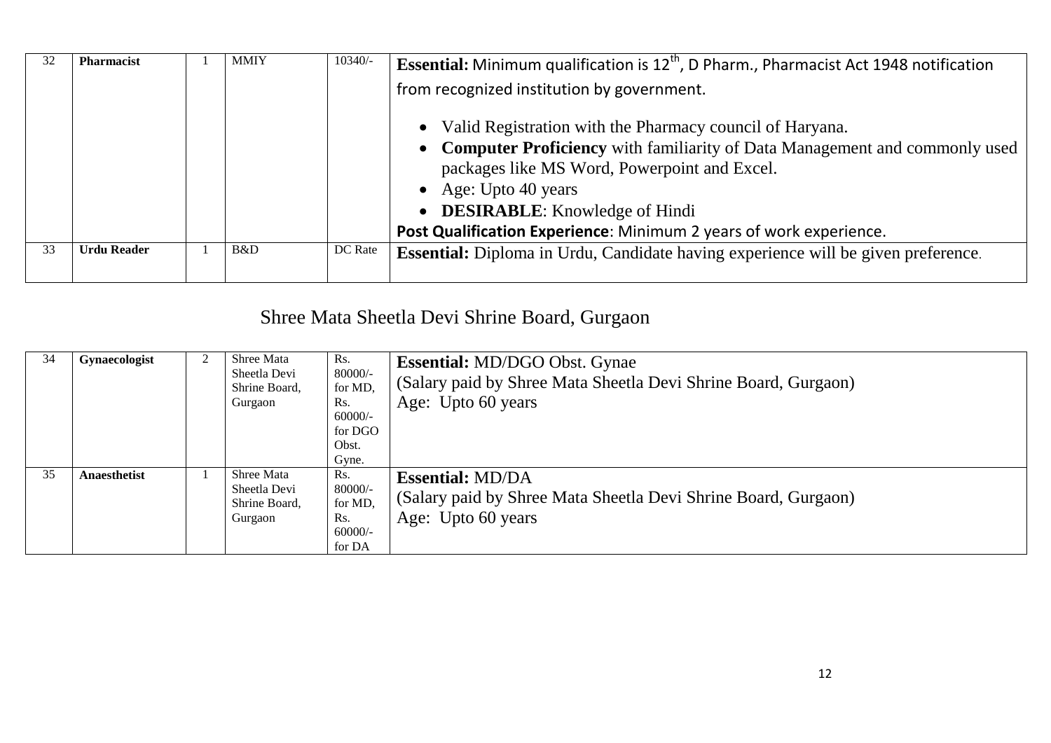| 32 | **Pharmacist** | 1 | MMIY | 10340/- | **Essential:** Minimum qualification is 12th, D Pharm., Pharmacist Act 1948 notification from recognized institution by government.<br>• Valid Registration with the Pharmacy council of Haryana.<br>• **Computer Proficiency** with familiarity of Data Management and commonly used packages like MS Word, Powerpoint and Excel.<br>• Age: Upto 40 years<br>• **DESIRABLE**: Knowledge of Hindi<br>**Post Qualification Experience**: Minimum 2 years of work experience. |
|---|---|---|---|---|---|
| 33 | **Urdu Reader** | 1 | B&D | DC Rate | **Essential:** Diploma in Urdu, Candidate having experience will be given preference. |

## Shree Mata Sheetla Devi Shrine Board, Gurgaon

| 34 | **Gynaecologist** | 2 | Shree Mata Sheetla Devi Shrine Board, Gurgaon | Rs. 80000/- for MD, Rs. 60000/- for DGO Obst. Gyne. | **Essential:** MD/DGO Obst. Gynae<br>(Salary paid by Shree Mata Sheetla Devi Shrine Board, Gurgaon)<br>Age: Upto 60 years |
|---|---|---|---|---|---|
| 35 | **Anaesthetist** | 1 | Shree Mata Sheetla Devi Shrine Board, Gurgaon | Rs. 80000/- for MD, Rs. 60000/- for DA | **Essential:** MD/DA<br>(Salary paid by Shree Mata Sheetla Devi Shrine Board, Gurgaon)<br>Age: Upto 60 years |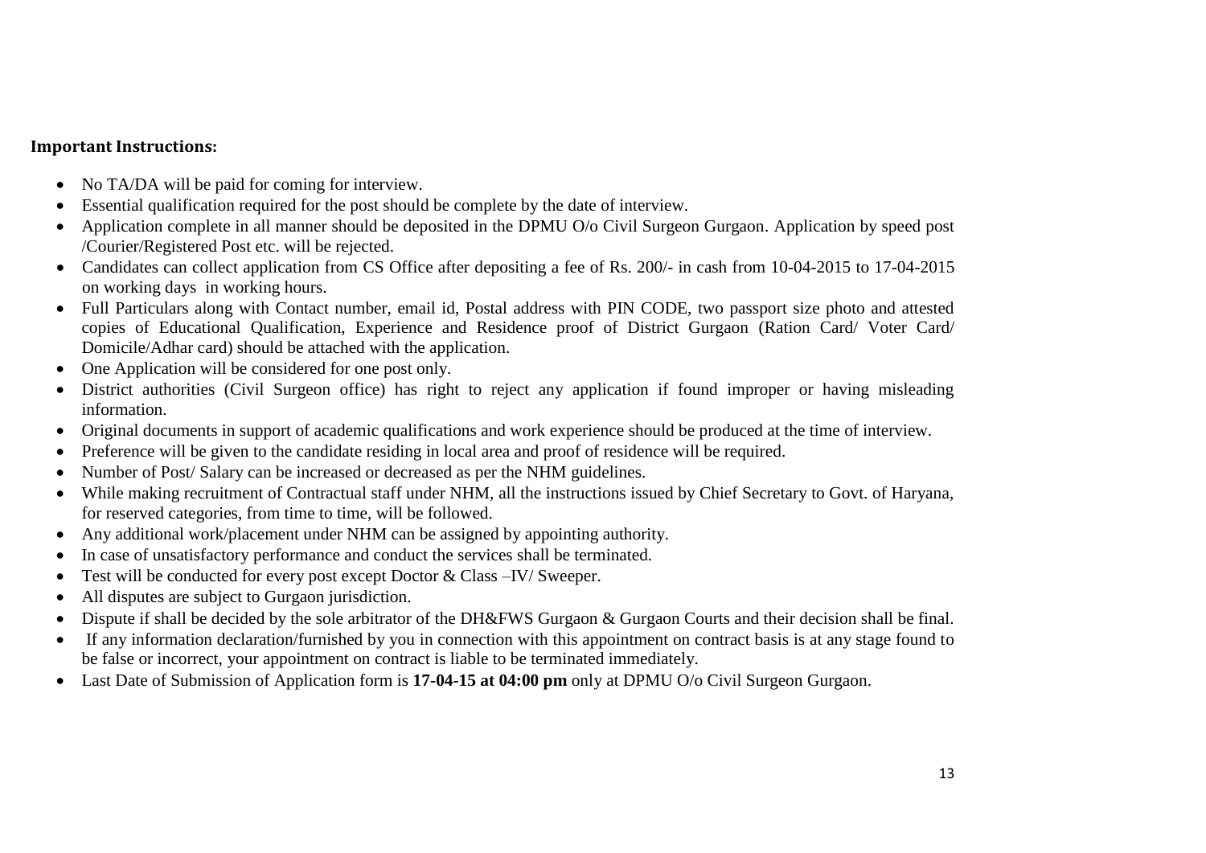**Important Instructions:**

- No TA/DA will be paid for coming for interview.
- Essential qualification required for the post should be complete by the date of interview.
- Application complete in all manner should be deposited in the DPMU O/o Civil Surgeon Gurgaon. Application by speed post /Courier/Registered Post etc. will be rejected.
- Candidates can collect application from CS Office after depositing a fee of Rs. 200/- in cash from 10-04-2015 to 17-04-2015 on working days in working hours.
- Full Particulars along with Contact number, email id, Postal address with PIN CODE, two passport size photo and attested copies of Educational Qualification, Experience and Residence proof of District Gurgaon (Ration Card/ Voter Card/ Domicile/Adhar card) should be attached with the application.
- One Application will be considered for one post only.
- District authorities (Civil Surgeon office) has right to reject any application if found improper or having misleading information.
- Original documents in support of academic qualifications and work experience should be produced at the time of interview.
- Preference will be given to the candidate residing in local area and proof of residence will be required.
- Number of Post/ Salary can be increased or decreased as per the NHM guidelines.
- While making recruitment of Contractual staff under NHM, all the instructions issued by Chief Secretary to Govt. of Haryana, for reserved categories, from time to time, will be followed.
- Any additional work/placement under NHM can be assigned by appointing authority.
- In case of unsatisfactory performance and conduct the services shall be terminated.
- Test will be conducted for every post except Doctor & Class –IV/ Sweeper.
- All disputes are subject to Gurgaon jurisdiction.
- Dispute if shall be decided by the sole arbitrator of the DH&FWS Gurgaon & Gurgaon Courts and their decision shall be final.
- If any information declaration/furnished by you in connection with this appointment on contract basis is at any stage found to be false or incorrect, your appointment on contract is liable to be terminated immediately.
- Last Date of Submission of Application form is **17-04-15 at 04:00 pm** only at DPMU O/o Civil Surgeon Gurgaon.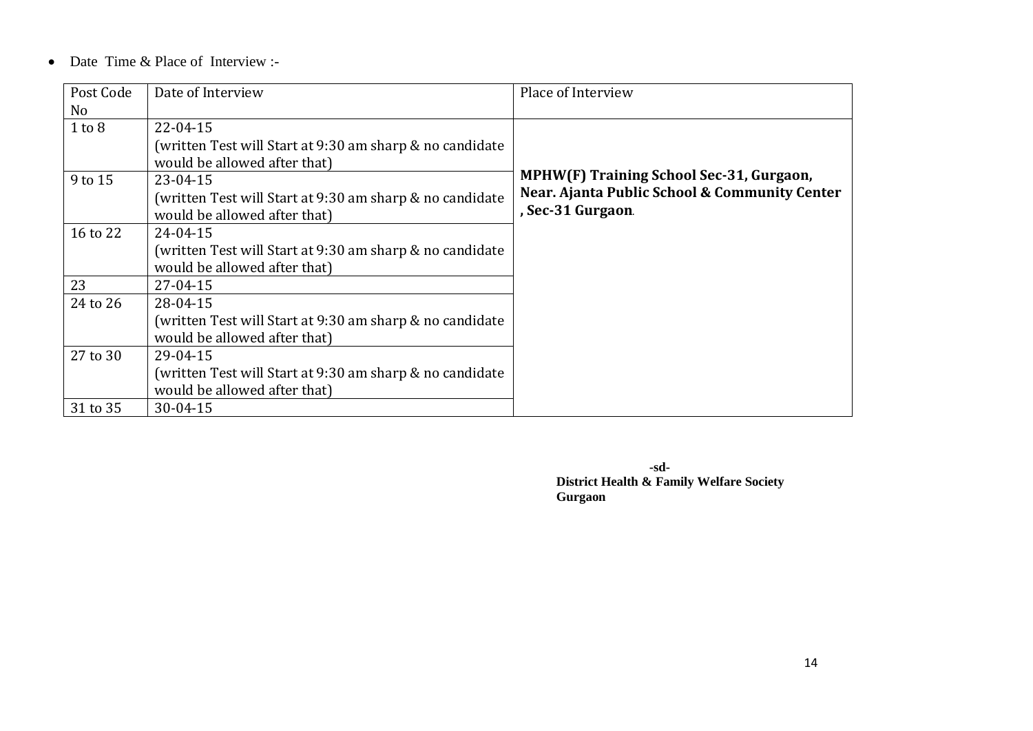- Date Time & Place of Interview :-

| Post Code No | Date of Interview | Place of Interview |
|---|---|---|
| 1 to 8 | 22-04-15 (written Test will Start at 9:30 am sharp & no candidate would be allowed after that) | **MPHW(F) Training School Sec-31, Gurgaon, Near. Ajanta Public School & Community Center , Sec-31 Gurgaon.** |
| 9 to 15 | 23-04-15 (written Test will Start at 9:30 am sharp & no candidate would be allowed after that) | |
| 16 to 22 | 24-04-15 (written Test will Start at 9:30 am sharp & no candidate would be allowed after that) | |
| 23 | 27-04-15 | |
| 24 to 26 | 28-04-15 (written Test will Start at 9:30 am sharp & no candidate would be allowed after that) | |
| 27 to 30 | 29-04-15 (written Test will Start at 9:30 am sharp & no candidate would be allowed after that) | |
| 31 to 35 | 30-04-15 | |

**-sd-**
**District Health & Family Welfare Society**
**Gurgaon**